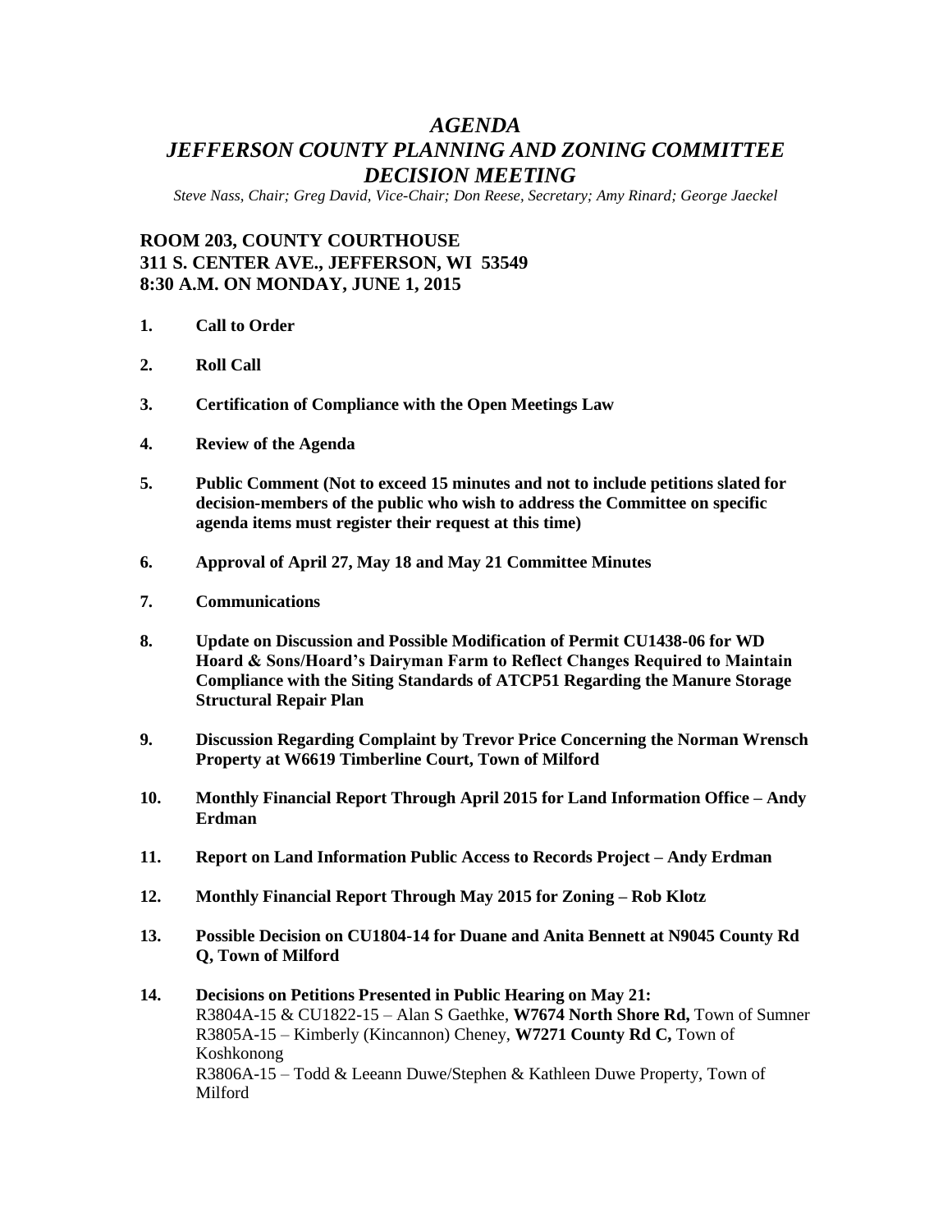# *AGENDA*
# *JEFFERSON COUNTY PLANNING AND ZONING COMMITTEE DECISION MEETING*

*Steve Nass, Chair; Greg David, Vice-Chair; Don Reese, Secretary; Amy Rinard; George Jaeckel*

## ROOM 203, COUNTY COURTHOUSE
## 311 S. CENTER AVE., JEFFERSON, WI 53549
## 8:30 A.M. ON MONDAY, JUNE 1, 2015

1. **Call to Order**

2. **Roll Call**

3. **Certification of Compliance with the Open Meetings Law**

4. **Review of the Agenda**

5. **Public Comment (Not to exceed 15 minutes and not to include petitions slated for decision-members of the public who wish to address the Committee on specific agenda items must register their request at this time)**

6. **Approval of April 27, May 18 and May 21 Committee Minutes**

7. **Communications**

8. **Update on Discussion and Possible Modification of Permit CU1438-06 for WD Hoard & Sons/Hoard's Dairyman Farm to Reflect Changes Required to Maintain Compliance with the Siting Standards of ATCP51 Regarding the Manure Storage Structural Repair Plan**

9. **Discussion Regarding Complaint by Trevor Price Concerning the Norman Wrensch Property at W6619 Timberline Court, Town of Milford**

10. **Monthly Financial Report Through April 2015 for Land Information Office – Andy Erdman**

11. **Report on Land Information Public Access to Records Project – Andy Erdman**

12. **Monthly Financial Report Through May 2015 for Zoning – Rob Klotz**

13. **Possible Decision on CU1804-14 for Duane and Anita Bennett at N9045 County Rd Q, Town of Milford**

14. **Decisions on Petitions Presented in Public Hearing on May 21:**
    R3804A-15 & CU1822-15 – Alan S Gaethke, **W7674 North Shore Rd,** Town of Sumner
    R3805A-15 – Kimberly (Kincannon) Cheney, **W7271 County Rd C,** Town of Koshkonong
    R3806A-15 – Todd & Leeann Duwe/Stephen & Kathleen Duwe Property, Town of Milford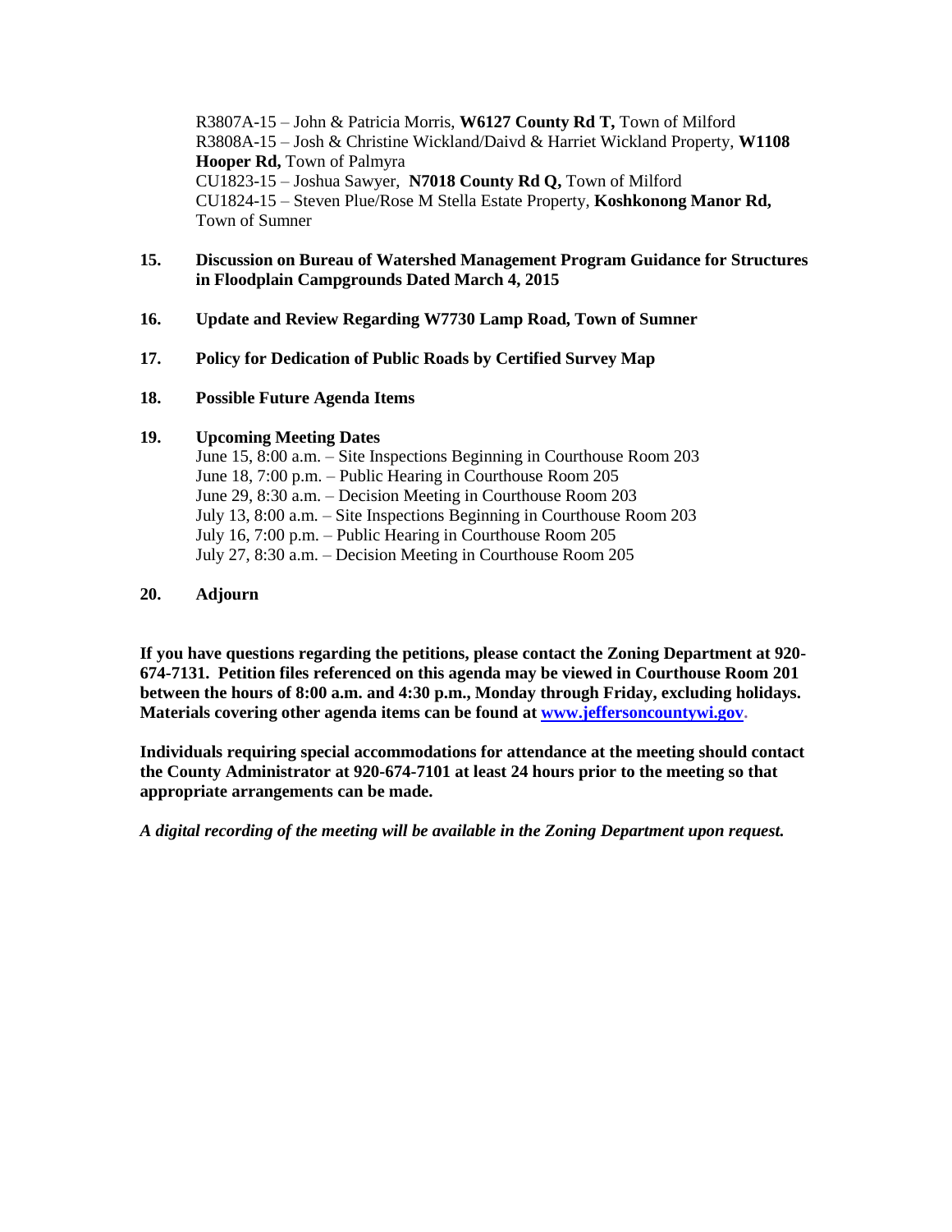R3807A-15 – John & Patricia Morris, **W6127 County Rd T,** Town of Milford
R3808A-15 – Josh & Christine Wickland/Daivd & Harriet Wickland Property, **W1108 Hooper Rd,** Town of Palmyra
CU1823-15 – Joshua Sawyer, **N7018 County Rd Q,** Town of Milford
CU1824-15 – Steven Plue/Rose M Stella Estate Property, **Koshkonong Manor Rd,** Town of Sumner

**15. Discussion on Bureau of Watershed Management Program Guidance for Structures in Floodplain Campgrounds Dated March 4, 2015**

**16. Update and Review Regarding W7730 Lamp Road, Town of Sumner**

**17. Policy for Dedication of Public Roads by Certified Survey Map**

**18. Possible Future Agenda Items**

**19. Upcoming Meeting Dates**

June 15, 8:00 a.m. – Site Inspections Beginning in Courthouse Room 203
June 18, 7:00 p.m. – Public Hearing in Courthouse Room 205
June 29, 8:30 a.m. – Decision Meeting in Courthouse Room 203
July 13, 8:00 a.m. – Site Inspections Beginning in Courthouse Room 203
July 16, 7:00 p.m. – Public Hearing in Courthouse Room 205
July 27, 8:30 a.m. – Decision Meeting in Courthouse Room 205

**20. Adjourn**

**If you have questions regarding the petitions, please contact the Zoning Department at 920-674-7131. Petition files referenced on this agenda may be viewed in Courthouse Room 201 between the hours of 8:00 a.m. and 4:30 p.m., Monday through Friday, excluding holidays. Materials covering other agenda items can be found at www.jeffersoncountywi.gov.**

**Individuals requiring special accommodations for attendance at the meeting should contact the County Administrator at 920-674-7101 at least 24 hours prior to the meeting so that appropriate arrangements can be made.**

***A digital recording of the meeting will be available in the Zoning Department upon request.***